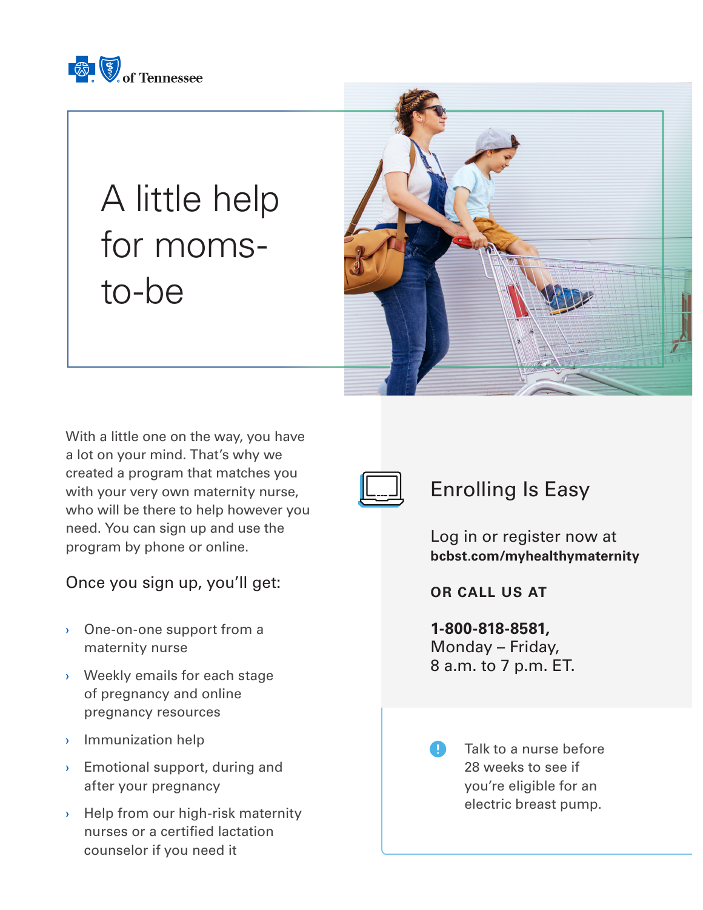of Tennessee

# A little help for moms-to-be

With a little one on the way, you have a lot on your mind. That's why we created a program that matches you with your very own maternity nurse, who will be there to help however you need. You can sign up and use the program by phone or online.

Once you sign up, you'll get:

- One-on-one support from a maternity nurse
- Weekly emails for each stage of pregnancy and online pregnancy resources
- Immunization help
- Emotional support, during and after your pregnancy
- Help from our high-risk maternity nurses or a certified lactation counselor if you need it

## Enrolling Is Easy

Log in or register now at
**bcbst.com/myhealthymaternity**

**OR CALL US AT**

**1-800-818-8581,**
Monday – Friday,
8 a.m. to 7 p.m. ET.

Talk to a nurse before 28 weeks to see if you're eligible for an electric breast pump.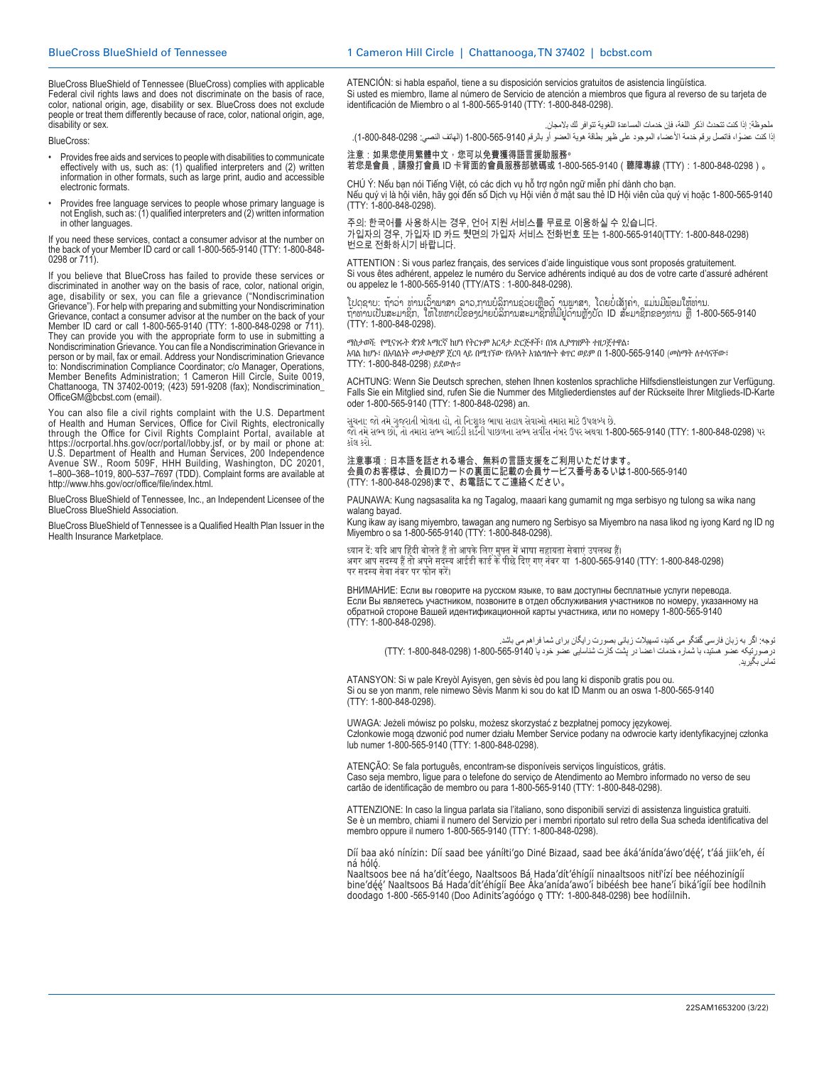BlueCross BlueShield of Tennessee (BlueCross) complies with applicable Federal civil rights laws and does not discriminate on the basis of race, color, national origin, age, disability or sex. BlueCross does not exclude people or treat them differently because of race, color, national origin, age, disability or sex.

BlueCross:

- Provides free aids and services to people with disabilities to communicate effectively with us, such as: (1) qualified interpreters and (2) written information in other formats, such as large print, audio and accessible electronic formats.
- Provides free language services to people whose primary language is not English, such as: (1) qualified interpreters and (2) written information in other languages.

If you need these services, contact a consumer advisor at the number on the back of your Member ID card or call 1-800-565-9140 (TTY: 1-800-848-0298 or 711).

If you believe that BlueCross has failed to provide these services or discriminated in another way on the basis of race, color, national origin, age, disability or sex, you can file a grievance ("Nondiscrimination Grievance"). For help with preparing and submitting your Nondiscrimination Grievance, contact a consumer advisor at the number on the back of your Member ID card or call 1-800-565-9140 (TTY: 1-800-848-0298 or 711). They can provide you with the appropriate form to use in submitting a Nondiscrimination Grievance. You can file a Nondiscrimination Grievance in person or by mail, fax or email. Address your Nondiscrimination Grievance to: Nondiscrimination Compliance Coordinator; c/o Manager, Operations, Member Benefits Administration; 1 Cameron Hill Circle, Suite 0019, Chattanooga, TN 37402-0019; (423) 591-9208 (fax); Nondiscrimination_OfficeGM@bcbst.com (email).

You can also file a civil rights complaint with the U.S. Department of Health and Human Services, Office for Civil Rights, electronically through the Office for Civil Rights Complaint Portal, available at https://ocrportal.hhs.gov/ocr/portal/lobby.jsf, or by mail or phone at: U.S. Department of Health and Human Services, 200 Independence Avenue SW., Room 509F, HHH Building, Washington, DC 20201, 1–800–368–1019, 800–537–7697 (TDD). Complaint forms are available at http://www.hhs.gov/ocr/office/file/index.html.

BlueCross BlueShield of Tennessee, Inc., an Independent Licensee of the BlueCross BlueShield Association.

BlueCross BlueShield of Tennessee is a Qualified Health Plan Issuer in the Health Insurance Marketplace.

ATENCIÓN: si habla español, tiene a su disposición servicios gratuitos de asistencia lingüística.
Si usted es miembro, llame al número de Servicio de atención a miembros que figura al reverso de su tarjeta de identificación de Miembro o al 1-800-565-9140 (TTY: 1-800-848-0298).

ملحوظة: إذا كنت تتحدث اذكر اللغة، فإن خدمات المساعدة اللغوية تتوافر لك بالمجان.
إذا كنت عضوًا، فاتصل برقم خدمة الأعضاء الموجود على ظهر بطاقة هوية العضو أو بالرقم 9140-565-800-1 (الهاتف النصي: 0298-848-800-1).

注意：如果您使用繁體中文，您可以免費獲得語言援助服務。
若您是會員，請撥打會員 ID 卡背面的會員服務部號碼或 1-800-565-9140（聽障專線 (TTY)：1-800-848-0298）。

CHÚ Ý: Nếu bạn nói Tiếng Việt, có các dịch vụ hỗ trợ ngôn ngữ miễn phí dành cho bạn.
Nếu quý vị là hội viên, hãy gọi đến số Dịch vụ Hội viên ở mặt sau thẻ ID Hội viên của quý vị hoặc 1-800-565-9140 (TTY: 1-800-848-0298).

주의: 한국어를 사용하시는 경우, 언어 지원 서비스를 무료로 이용하실 수 있습니다.
가입자의 경우, 가입자 ID 카드 뒷면의 가입자 서비스 전화번호 또는 1-800-565-9140(TTY: 1-800-848-0298) 번으로 전화하시기 바랍니다.

ATTENTION : Si vous parlez français, des services d'aide linguistique vous sont proposés gratuitement.
Si vous êtes adhérent, appelez le numéro du Service adhérents indiqué au dos de votre carte d'assuré adhérent ou appelez le 1-800-565-9140 (TTY/ATS : 1-800-848-0298).

ໂປດຊາບ: ຖ້າວ່າ ທ່ານເວົ້າພາສາ ລາວ, ການບໍລິການຊ່ວຍເຫຼືອດ້ານພາສາ, ໂດຍບໍ່ເສັຽຄ່າ, ແມ່ນມີພ້ອມໃຫ້ທ່ານ.
ຖ້າທ່ານເປັນສະມາຊິກ, ໃຫ້ໂທຫາເບີຂອງຝ່າຍບໍລິການສະມາຊິກທີ່ມີຢູ່ດ້ານຫຼັງບັດ ID ສະມາຊິກຂອງທ່ານ ຫຼື 1-800-565-9140 (TTY: 1-800-848-0298).

ማስታወሻ: የሚናገሩት ቋንቋ ኣማርኛ ከሆነ የትርጉም እርዳታ ድርጅቶች፣ በነጻ ሊያግዝዎት ተዘጋጀተዋል፡
አባል ከሆኑ፣ በአባልነት መታወቂያዎ ጀርባ ላይ በሚገኘው የአባላት አገልግሎት ቁጥር ወይም በ 1-800-565-9140 (መስማት ለተሳናቸው፡ TTY: 1-800-848-0298) ይደውሉ።

ACHTUNG: Wenn Sie Deutsch sprechen, stehen Ihnen kostenlos sprachliche Hilfsdienstleistungen zur Verfügung.
Falls Sie ein Mitglied sind, rufen Sie die Nummer des Mitgliederdienstes auf der Rückseite Ihrer Mitglieds-ID-Karte oder 1-800-565-9140 (TTY: 1-800-848-0298) an.

સૂચના: જો તમે ગુજરાતી બોલતા હો, તો નિ:શુલ્ક ભાષા સહાય સેવાઓ તમારા માટે ઉપલબ્ધ છે.
જો તમે સભ્ય છો, તો તમારા સભ્ય આઈડી કાર્ડની પાછળના સભ્ય સર્વિસ નંબર ઉપર અથવા 1-800-565-9140 (TTY: 1-800-848-0298) પર કૉલ કરો.

注意事項：日本語を話される場合、無料の言語支援をご利用いただけます。
会員のお客様は、会員IDカードの裏面に記載の会員サービス番号あるいは1-800-565-9140 (TTY: 1-800-848-0298)まで、お電話にてご連絡ください。

PAUNAWA: Kung nagsasalita ka ng Tagalog, maaari kang gumamit ng mga serbisyo ng tulong sa wika nang walang bayad.
Kung ikaw ay isang miyembro, tawagan ang numero ng Serbisyo sa Miyembro na nasa likod ng iyong Kard ng ID ng Miyembro o sa 1-800-565-9140 (TTY: 1-800-848-0298).

ध्यान दें: यदि आप हिंदी बोलते हैं तो आपके लिए मुफ्त में भाषा सहायता सेवाएं उपलब्ध हैं।
अगर आप सदस्य हैं तो अपने सदस्य आईडी कार्ड के पीछे दिए गए नंबर या 1-800-565-9140 (TTY: 1-800-848-0298) पर सदस्य सेवा नंबर पर फोन करें।

ВНИМАНИЕ: Если вы говорите на русском языке, то вам доступны бесплатные услуги перевода.
Если Вы являетесь участником, позвоните в отдел обслуживания участников по номеру, указанному на обратной стороне Вашей идентификационной карты участника, или по номеру 1-800-565-9140 (TTY: 1-800-848-0298).

توجه: اگر به زبان فارسی گفتگو می کنید، تسهیلات زبانی بصورت رایگان برای شما فراهم می باشد.
درصورتیکه عضو هستید، با شماره خدمات اعضا در پشت کارت شناسایی عضو خود یا 9140-565-800-1 (TTY: 1-800-848-0298) تماس بگیرید.

ATANSYON: Si w pale Kreyòl Ayisyen, gen sèvis èd pou lang ki disponib gratis pou ou.
Si ou se yon manm, rele nimewo Sèvis Manm ki sou do kat ID Manm ou an oswa 1-800-565-9140 (TTY: 1-800-848-0298).

UWAGA: Jeżeli mówisz po polsku, możesz skorzystać z bezpłatnej pomocy językowej.
Członkowie mogą dzwonić pod numer działu Member Service podany na odwrocie karty identyfikacyjnej członka lub numer 1-800-565-9140 (TTY: 1-800-848-0298).

ATENÇÃO: Se fala português, encontram-se disponíveis serviços linguísticos, grátis.
Caso seja membro, ligue para o telefone do serviço de Atendimento ao Membro informado no verso de seu cartão de identificação de membro ou para 1-800-565-9140 (TTY: 1-800-848-0298).

ATTENZIONE: In caso la lingua parlata sia l'italiano, sono disponibili servizi di assistenza linguistica gratuiti.
Se è un membro, chiami il numero del Servizio per i membri riportato sul retro della Sua scheda identificativa del membro oppure il numero 1-800-565-9140 (TTY: 1-800-848-0298).

Díí baa akó nínízin: Díí saad bee yáníłti'go Diné Bizaad, saad bee áká'ánída'áwo'déé', t'áá jiik'eh, éí ná hóló.
Naaltsoos bee ná ha'dít'éego, Naaltsoos Bá Hada'dít'éhígíí ninaaltsoos nitł'izí bee nééhozinígíí bine'déé' Naaltsoos Bá Hada'dít'éhígíí Bee Áka'anída'awo'í bibéésh bee hane'í biká'ígíí bee hodílnih doodago 1-800 -565-9140 (Doo Adinits'agóógo ǫ TTY: 1-800-848-0298) bee hodíílnih.

22SAM1653200 (3/22)